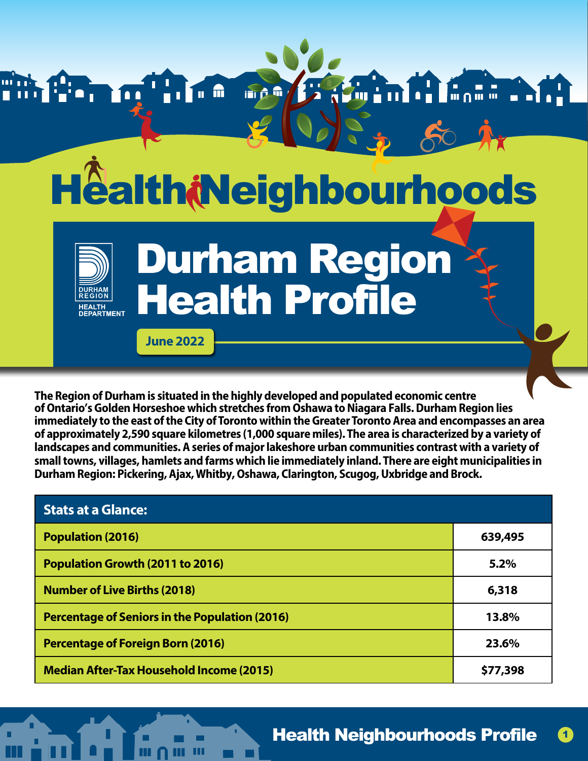# Health Neighbourhoods

## Durham Region Health Profile

DURHAM REGION HEALTH DEPARTMENT

**June 2022**

**The Region of Durham is situated in the highly developed and populated economic centre of Ontario's Golden Horseshoe which stretches from Oshawa to Niagara Falls. Durham Region lies immediately to the east of the City of Toronto within the Greater Toronto Area and encompasses an area of approximately 2,590 square kilometres (1,000 square miles). The area is characterized by a variety of landscapes and communities. A series of major lakeshore urban communities contrast with a variety of small towns, villages, hamlets and farms which lie immediately inland. There are eight municipalities in Durham Region: Pickering, Ajax, Whitby, Oshawa, Clarington, Scugog, Uxbridge and Brock.**

| Stats at a Glance: | |
|---|---|
| Population (2016) | 639,495 |
| Population Growth (2011 to 2016) | 5.2% |
| Number of Live Births (2018) | 6,318 |
| Percentage of Seniors in the Population (2016) | 13.8% |
| Percentage of Foreign Born (2016) | 23.6% |
| Median After-Tax Household Income (2015) | $77,398 |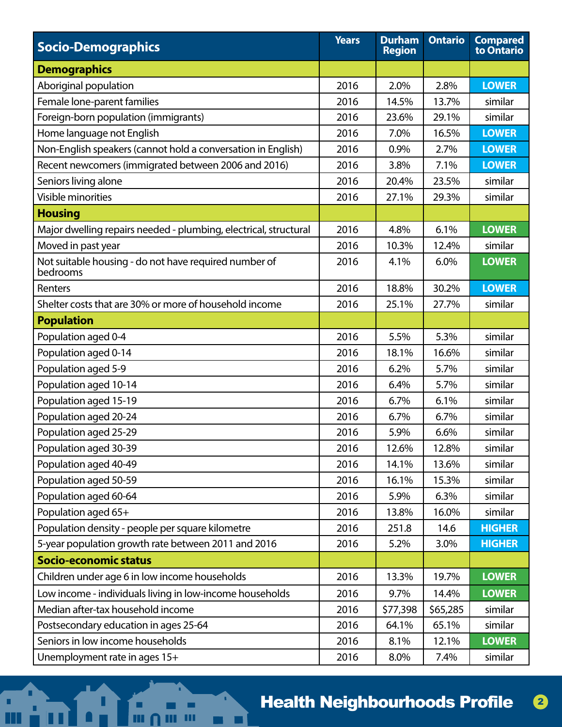| Socio-Demographics | Years | Durham Region | Ontario | Compared to Ontario |
|---|---|---|---|---|
| **Demographics** | | | | |
| Aboriginal population | 2016 | 2.0% | 2.8% | LOWER |
| Female lone-parent families | 2016 | 14.5% | 13.7% | similar |
| Foreign-born population (immigrants) | 2016 | 23.6% | 29.1% | similar |
| Home language not English | 2016 | 7.0% | 16.5% | LOWER |
| Non-English speakers (cannot hold a conversation in English) | 2016 | 0.9% | 2.7% | LOWER |
| Recent newcomers (immigrated between 2006 and 2016) | 2016 | 3.8% | 7.1% | LOWER |
| Seniors living alone | 2016 | 20.4% | 23.5% | similar |
| Visible minorities | 2016 | 27.1% | 29.3% | similar |
| **Housing** | | | | |
| Major dwelling repairs needed - plumbing, electrical, structural | 2016 | 4.8% | 6.1% | LOWER |
| Moved in past year | 2016 | 10.3% | 12.4% | similar |
| Not suitable housing - do not have required number of bedrooms | 2016 | 4.1% | 6.0% | LOWER |
| Renters | 2016 | 18.8% | 30.2% | LOWER |
| Shelter costs that are 30% or more of household income | 2016 | 25.1% | 27.7% | similar |
| **Population** | | | | |
| Population aged 0-4 | 2016 | 5.5% | 5.3% | similar |
| Population aged 0-14 | 2016 | 18.1% | 16.6% | similar |
| Population aged 5-9 | 2016 | 6.2% | 5.7% | similar |
| Population aged 10-14 | 2016 | 6.4% | 5.7% | similar |
| Population aged 15-19 | 2016 | 6.7% | 6.1% | similar |
| Population aged 20-24 | 2016 | 6.7% | 6.7% | similar |
| Population aged 25-29 | 2016 | 5.9% | 6.6% | similar |
| Population aged 30-39 | 2016 | 12.6% | 12.8% | similar |
| Population aged 40-49 | 2016 | 14.1% | 13.6% | similar |
| Population aged 50-59 | 2016 | 16.1% | 15.3% | similar |
| Population aged 60-64 | 2016 | 5.9% | 6.3% | similar |
| Population aged 65+ | 2016 | 13.8% | 16.0% | similar |
| Population density - people per square kilometre | 2016 | 251.8 | 14.6 | HIGHER |
| 5-year population growth rate between 2011 and 2016 | 2016 | 5.2% | 3.0% | HIGHER |
| **Socio-economic status** | | | | |
| Children under age 6 in low income households | 2016 | 13.3% | 19.7% | LOWER |
| Low income - individuals living in low-income households | 2016 | 9.7% | 14.4% | LOWER |
| Median after-tax household income | 2016 | $77,398 | $65,285 | similar |
| Postsecondary education in ages 25-64 | 2016 | 64.1% | 65.1% | similar |
| Seniors in low income households | 2016 | 8.1% | 12.1% | LOWER |
| Unemployment rate in ages 15+ | 2016 | 8.0% | 7.4% | similar |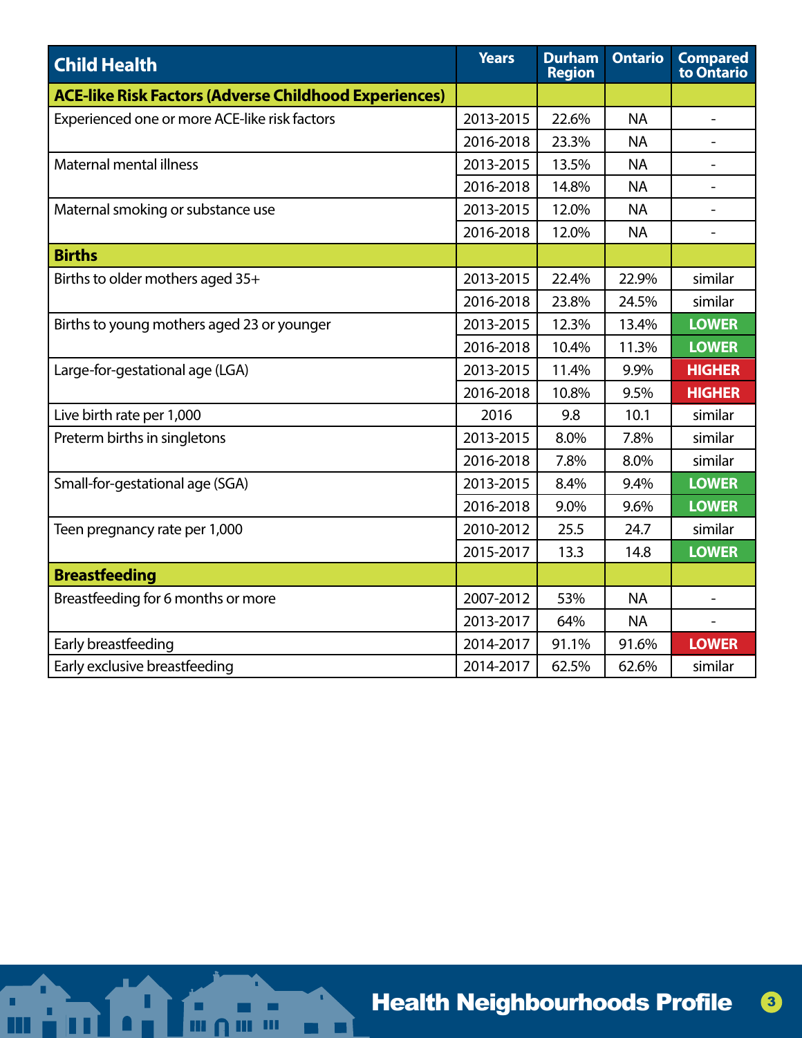| Child Health | Years | Durham Region | Ontario | Compared to Ontario |
|---|---|---|---|---|
| **ACE-like Risk Factors (Adverse Childhood Experiences)** | | | | |
| Experienced one or more ACE-like risk factors | 2013-2015 | 22.6% | NA | - |
| | 2016-2018 | 23.3% | NA | - |
| Maternal mental illness | 2013-2015 | 13.5% | NA | - |
| | 2016-2018 | 14.8% | NA | - |
| Maternal smoking or substance use | 2013-2015 | 12.0% | NA | - |
| | 2016-2018 | 12.0% | NA | - |
| **Births** | | | | |
| Births to older mothers aged 35+ | 2013-2015 | 22.4% | 22.9% | similar |
| | 2016-2018 | 23.8% | 24.5% | similar |
| Births to young mothers aged 23 or younger | 2013-2015 | 12.3% | 13.4% | LOWER |
| | 2016-2018 | 10.4% | 11.3% | LOWER |
| Large-for-gestational age (LGA) | 2013-2015 | 11.4% | 9.9% | HIGHER |
| | 2016-2018 | 10.8% | 9.5% | HIGHER |
| Live birth rate per 1,000 | 2016 | 9.8 | 10.1 | similar |
| Preterm births in singletons | 2013-2015 | 8.0% | 7.8% | similar |
| | 2016-2018 | 7.8% | 8.0% | similar |
| Small-for-gestational age (SGA) | 2013-2015 | 8.4% | 9.4% | LOWER |
| | 2016-2018 | 9.0% | 9.6% | LOWER |
| Teen pregnancy rate per 1,000 | 2010-2012 | 25.5 | 24.7 | similar |
| | 2015-2017 | 13.3 | 14.8 | LOWER |
| **Breastfeeding** | | | | |
| Breastfeeding for 6 months or more | 2007-2012 | 53% | NA | - |
| | 2013-2017 | 64% | NA | - |
| Early breastfeeding | 2014-2017 | 91.1% | 91.6% | LOWER |
| Early exclusive breastfeeding | 2014-2017 | 62.5% | 62.6% | similar |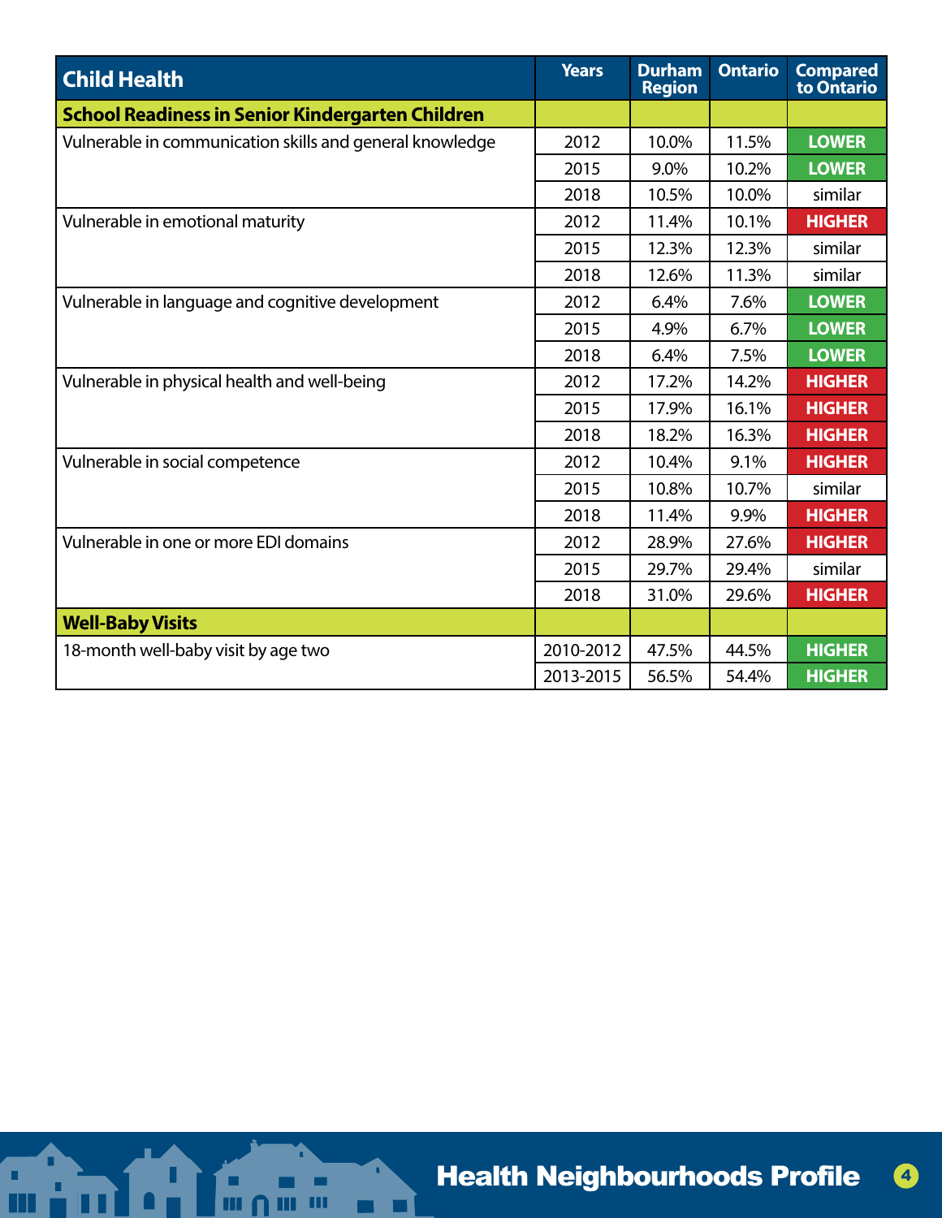| Child Health | Years | Durham Region | Ontario | Compared to Ontario |
|---|---|---|---|---|
| **School Readiness in Senior Kindergarten Children** | | | | |
| Vulnerable in communication skills and general knowledge | 2012 | 10.0% | 11.5% | LOWER |
| | 2015 | 9.0% | 10.2% | LOWER |
| | 2018 | 10.5% | 10.0% | similar |
| Vulnerable in emotional maturity | 2012 | 11.4% | 10.1% | HIGHER |
| | 2015 | 12.3% | 12.3% | similar |
| | 2018 | 12.6% | 11.3% | similar |
| Vulnerable in language and cognitive development | 2012 | 6.4% | 7.6% | LOWER |
| | 2015 | 4.9% | 6.7% | LOWER |
| | 2018 | 6.4% | 7.5% | LOWER |
| Vulnerable in physical health and well-being | 2012 | 17.2% | 14.2% | HIGHER |
| | 2015 | 17.9% | 16.1% | HIGHER |
| | 2018 | 18.2% | 16.3% | HIGHER |
| Vulnerable in social competence | 2012 | 10.4% | 9.1% | HIGHER |
| | 2015 | 10.8% | 10.7% | similar |
| | 2018 | 11.4% | 9.9% | HIGHER |
| Vulnerable in one or more EDI domains | 2012 | 28.9% | 27.6% | HIGHER |
| | 2015 | 29.7% | 29.4% | similar |
| | 2018 | 31.0% | 29.6% | HIGHER |
| **Well-Baby Visits** | | | | |
| 18-month well-baby visit by age two | 2010-2012 | 47.5% | 44.5% | HIGHER |
| | 2013-2015 | 56.5% | 54.4% | HIGHER |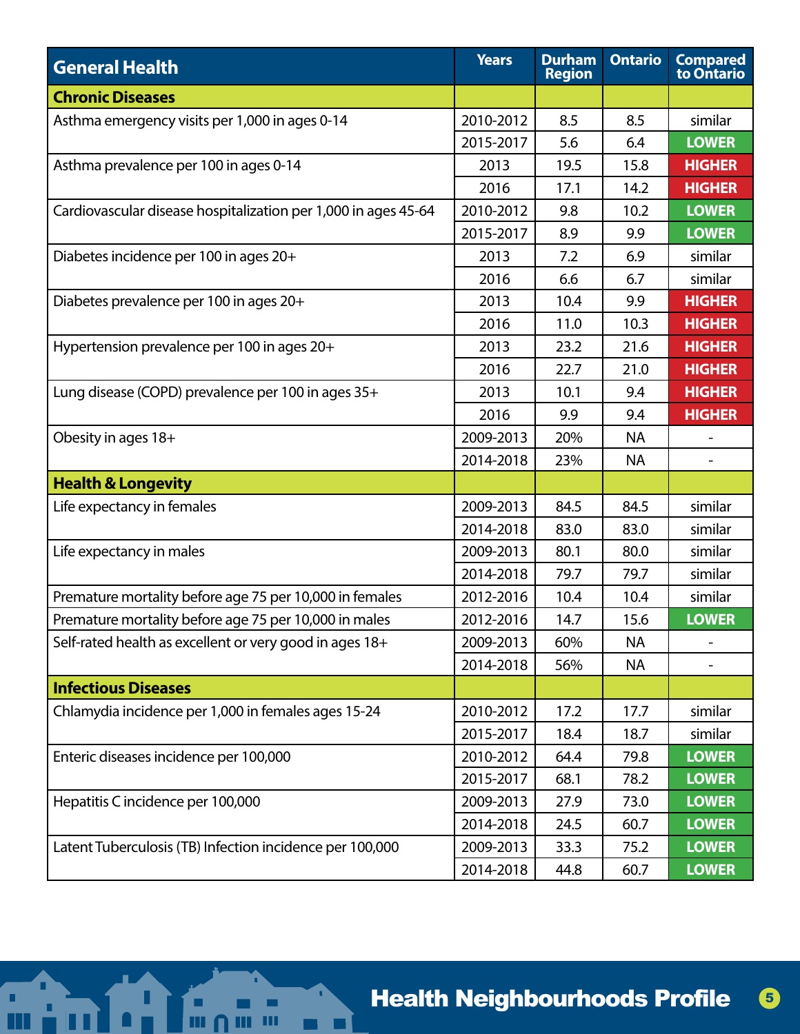| General Health | Years | Durham Region | Ontario | Compared to Ontario |
|---|---|---|---|---|
| **Chronic Diseases** | | | | |
| Asthma emergency visits per 1,000 in ages 0-14 | 2010-2012 | 8.5 | 8.5 | similar |
| | 2015-2017 | 5.6 | 6.4 | LOWER |
| Asthma prevalence per 100 in ages 0-14 | 2013 | 19.5 | 15.8 | HIGHER |
| | 2016 | 17.1 | 14.2 | HIGHER |
| Cardiovascular disease hospitalization per 1,000 in ages 45-64 | 2010-2012 | 9.8 | 10.2 | LOWER |
| | 2015-2017 | 8.9 | 9.9 | LOWER |
| Diabetes incidence per 100 in ages 20+ | 2013 | 7.2 | 6.9 | similar |
| | 2016 | 6.6 | 6.7 | similar |
| Diabetes prevalence per 100 in ages 20+ | 2013 | 10.4 | 9.9 | HIGHER |
| | 2016 | 11.0 | 10.3 | HIGHER |
| Hypertension prevalence per 100 in ages 20+ | 2013 | 23.2 | 21.6 | HIGHER |
| | 2016 | 22.7 | 21.0 | HIGHER |
| Lung disease (COPD) prevalence per 100 in ages 35+ | 2013 | 10.1 | 9.4 | HIGHER |
| | 2016 | 9.9 | 9.4 | HIGHER |
| Obesity in ages 18+ | 2009-2013 | 20% | NA | - |
| | 2014-2018 | 23% | NA | - |
| **Health & Longevity** | | | | |
| Life expectancy in females | 2009-2013 | 84.5 | 84.5 | similar |
| | 2014-2018 | 83.0 | 83.0 | similar |
| Life expectancy in males | 2009-2013 | 80.1 | 80.0 | similar |
| | 2014-2018 | 79.7 | 79.7 | similar |
| Premature mortality before age 75 per 10,000 in females | 2012-2016 | 10.4 | 10.4 | similar |
| Premature mortality before age 75 per 10,000 in males | 2012-2016 | 14.7 | 15.6 | LOWER |
| Self-rated health as excellent or very good in ages 18+ | 2009-2013 | 60% | NA | - |
| | 2014-2018 | 56% | NA | - |
| **Infectious Diseases** | | | | |
| Chlamydia incidence per 1,000 in females ages 15-24 | 2010-2012 | 17.2 | 17.7 | similar |
| | 2015-2017 | 18.4 | 18.7 | similar |
| Enteric diseases incidence per 100,000 | 2010-2012 | 64.4 | 79.8 | LOWER |
| | 2015-2017 | 68.1 | 78.2 | LOWER |
| Hepatitis C incidence per 100,000 | 2009-2013 | 27.9 | 73.0 | LOWER |
| | 2014-2018 | 24.5 | 60.7 | LOWER |
| Latent Tuberculosis (TB) Infection incidence per 100,000 | 2009-2013 | 33.3 | 75.2 | LOWER |
| | 2014-2018 | 44.8 | 60.7 | LOWER |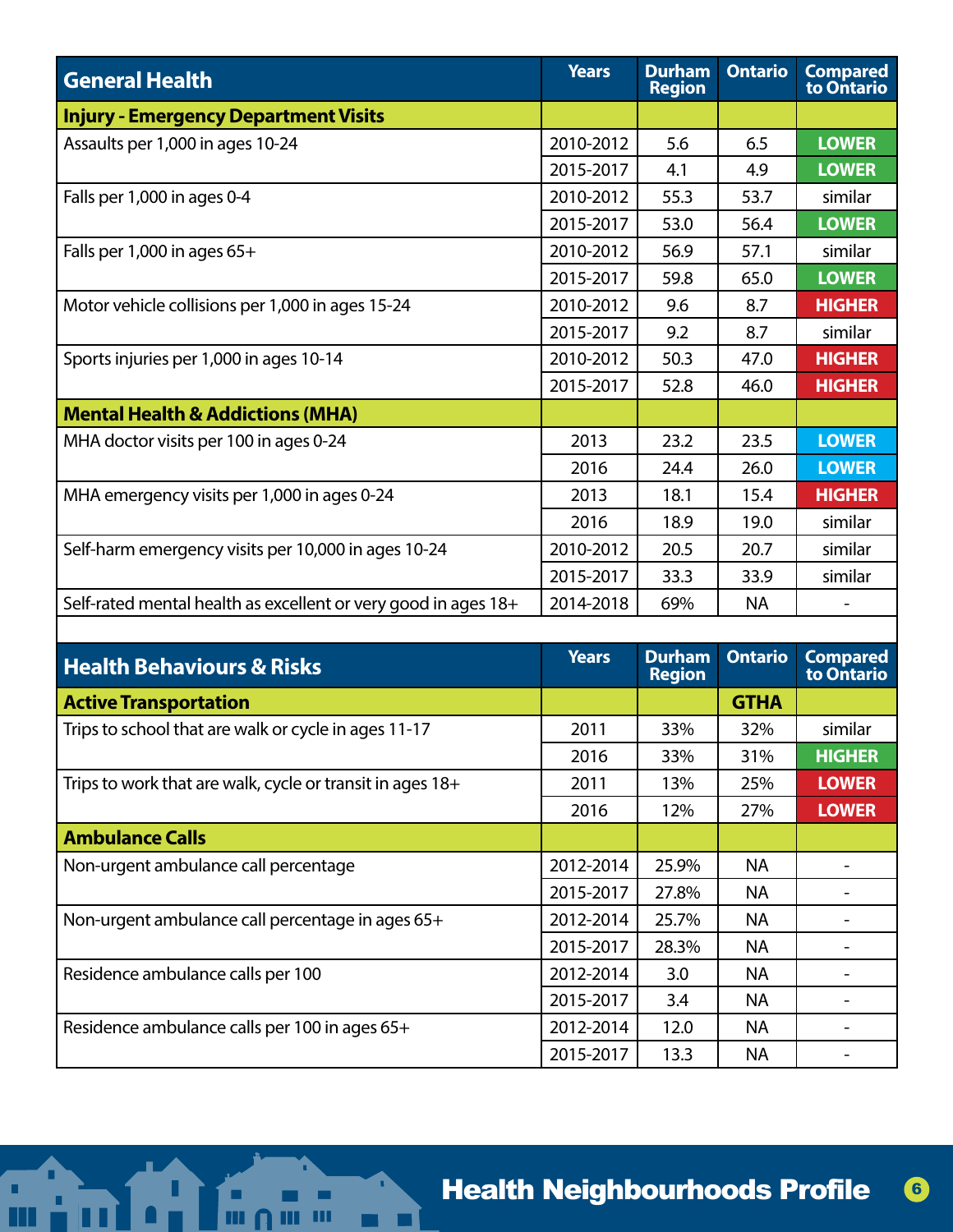| General Health | Years | Durham Region | Ontario | Compared to Ontario |
|---|---|---|---|---|
| **Injury - Emergency Department Visits** | | | | |
| Assaults per 1,000 in ages 10-24 | 2010-2012 | 5.6 | 6.5 | LOWER |
| | 2015-2017 | 4.1 | 4.9 | LOWER |
| Falls per 1,000 in ages 0-4 | 2010-2012 | 55.3 | 53.7 | similar |
| | 2015-2017 | 53.0 | 56.4 | LOWER |
| Falls per 1,000 in ages 65+ | 2010-2012 | 56.9 | 57.1 | similar |
| | 2015-2017 | 59.8 | 65.0 | LOWER |
| Motor vehicle collisions per 1,000 in ages 15-24 | 2010-2012 | 9.6 | 8.7 | HIGHER |
| | 2015-2017 | 9.2 | 8.7 | similar |
| Sports injuries per 1,000 in ages 10-14 | 2010-2012 | 50.3 | 47.0 | HIGHER |
| | 2015-2017 | 52.8 | 46.0 | HIGHER |
| **Mental Health & Addictions (MHA)** | | | | |
| MHA doctor visits per 100 in ages 0-24 | 2013 | 23.2 | 23.5 | LOWER |
| | 2016 | 24.4 | 26.0 | LOWER |
| MHA emergency visits per 1,000 in ages 0-24 | 2013 | 18.1 | 15.4 | HIGHER |
| | 2016 | 18.9 | 19.0 | similar |
| Self-harm emergency visits per 10,000 in ages 10-24 | 2010-2012 | 20.5 | 20.7 | similar |
| | 2015-2017 | 33.3 | 33.9 | similar |
| Self-rated mental health as excellent or very good in ages 18+ | 2014-2018 | 69% | NA | - |

| Health Behaviours & Risks | Years | Durham Region | Ontario | Compared to Ontario |
|---|---|---|---|---|
| **Active Transportation** | | | **GTHA** | |
| Trips to school that are walk or cycle in ages 11-17 | 2011 | 33% | 32% | similar |
| | 2016 | 33% | 31% | HIGHER |
| Trips to work that are walk, cycle or transit in ages 18+ | 2011 | 13% | 25% | LOWER |
| | 2016 | 12% | 27% | LOWER |
| **Ambulance Calls** | | | | |
| Non-urgent ambulance call percentage | 2012-2014 | 25.9% | NA | - |
| | 2015-2017 | 27.8% | NA | - |
| Non-urgent ambulance call percentage in ages 65+ | 2012-2014 | 25.7% | NA | - |
| | 2015-2017 | 28.3% | NA | - |
| Residence ambulance calls per 100 | 2012-2014 | 3.0 | NA | - |
| | 2015-2017 | 3.4 | NA | - |
| Residence ambulance calls per 100 in ages 65+ | 2012-2014 | 12.0 | NA | - |
| | 2015-2017 | 13.3 | NA | - |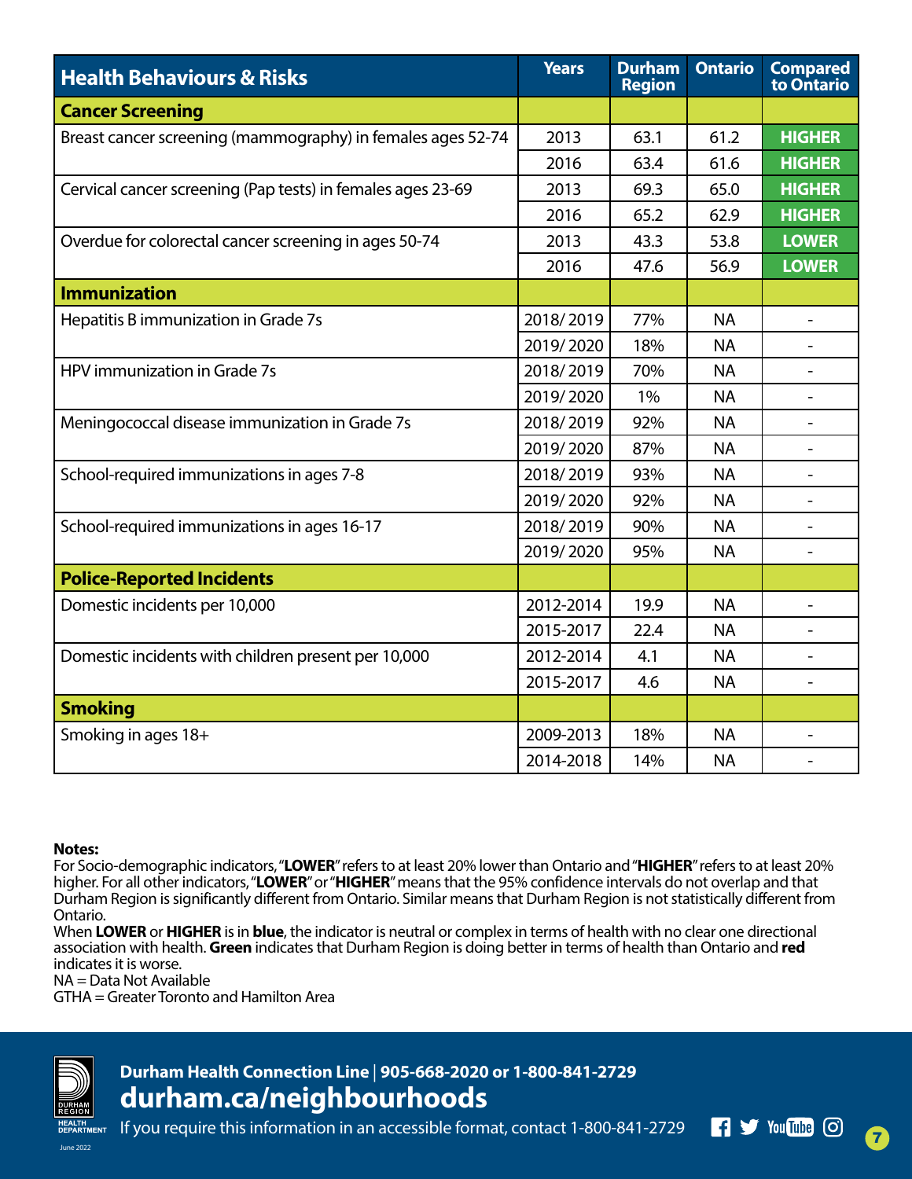| Health Behaviours & Risks | Years | Durham Region | Ontario | Compared to Ontario |
|---|---|---|---|---|
| **Cancer Screening** | | | | |
| Breast cancer screening (mammography) in females ages 52-74 | 2013 | 63.1 | 61.2 | HIGHER |
| | 2016 | 63.4 | 61.6 | HIGHER |
| Cervical cancer screening (Pap tests) in females ages 23-69 | 2013 | 69.3 | 65.0 | HIGHER |
| | 2016 | 65.2 | 62.9 | HIGHER |
| Overdue for colorectal cancer screening in ages 50-74 | 2013 | 43.3 | 53.8 | LOWER |
| | 2016 | 47.6 | 56.9 | LOWER |
| **Immunization** | | | | |
| Hepatitis B immunization in Grade 7s | 2018/ 2019 | 77% | NA | - |
| | 2019/ 2020 | 18% | NA | - |
| HPV immunization in Grade 7s | 2018/ 2019 | 70% | NA | - |
| | 2019/ 2020 | 1% | NA | - |
| Meningococcal disease immunization in Grade 7s | 2018/ 2019 | 92% | NA | - |
| | 2019/ 2020 | 87% | NA | - |
| School-required immunizations in ages 7-8 | 2018/ 2019 | 93% | NA | - |
| | 2019/ 2020 | 92% | NA | - |
| School-required immunizations in ages 16-17 | 2018/ 2019 | 90% | NA | - |
| | 2019/ 2020 | 95% | NA | - |
| **Police-Reported Incidents** | | | | |
| Domestic incidents per 10,000 | 2012-2014 | 19.9 | NA | - |
| | 2015-2017 | 22.4 | NA | - |
| Domestic incidents with children present per 10,000 | 2012-2014 | 4.1 | NA | - |
| | 2015-2017 | 4.6 | NA | - |
| **Smoking** | | | | |
| Smoking in ages 18+ | 2009-2013 | 18% | NA | - |
| | 2014-2018 | 14% | NA | - |

**Notes:**
For Socio-demographic indicators, "**LOWER**" refers to at least 20% lower than Ontario and "**HIGHER**" refers to at least 20% higher. For all other indicators, "**LOWER**" or "**HIGHER**" means that the 95% confidence intervals do not overlap and that Durham Region is significantly different from Ontario. Similar means that Durham Region is not statistically different from Ontario.
When **LOWER** or **HIGHER** is in **blue**, the indicator is neutral or complex in terms of health with no clear one directional association with health. **Green** indicates that Durham Region is doing better in terms of health than Ontario and **red** indicates it is worse.
NA = Data Not Available
GTHA = Greater Toronto and Hamilton Area

**Durham Health Connection Line | 905-668-2020 or 1-800-841-2729**
**durham.ca/neighbourhoods**
If you require this information in an accessible format, contact 1-800-841-2729

June 2022